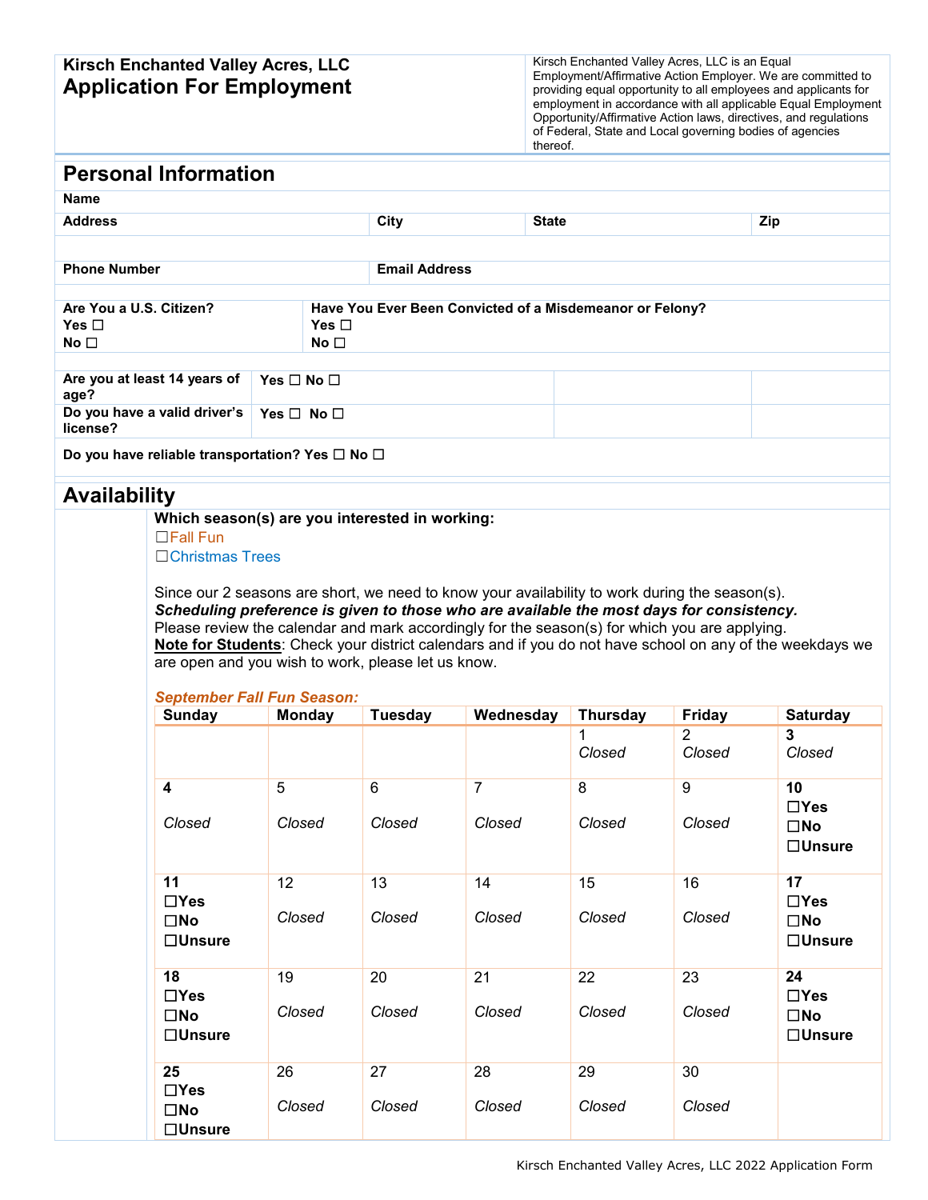# Kirsch Enchanted Valley Acres, LLC
# Application For Employment

Kirsch Enchanted Valley Acres, LLC is an Equal Employment/Affirmative Action Employer. We are committed to providing equal opportunity to all employees and applicants for employment in accordance with all applicable Equal Employment Opportunity/Affirmative Action laws, directives, and regulations of Federal, State and Local governing bodies of agencies thereof.

## Personal Information

**Name**

| **Address** | **City** | **State** | **Zip** |
|---|---|---|---|
| | | | |

| **Phone Number** | **Email Address** |
|---|---|
| | |

| **Are You a U.S. Citizen?** | **Have You Ever Been Convicted of a Misdemeanor or Felony?** |
|---|---|
| **Yes** ☐ | **Yes** ☐ |
| **No** ☐ | **No** ☐ |

| | | | |
|---|---|---|---|
| **Are you at least 14 years of age?** | **Yes** ☐ **No** ☐ | | |
| **Do you have a valid driver's license?** | **Yes** ☐ **No** ☐ | | |

**Do you have reliable transportation? Yes** ☐ **No** ☐

## Availability

**Which season(s) are you interested in working:**

☐Fall Fun
☐Christmas Trees

Since our 2 seasons are short, we need to know your availability to work during the season(s).
***Scheduling preference is given to those who are available the most days for consistency.***
Please review the calendar and mark accordingly for the season(s) for which you are applying.
**Note for Students**: Check your district calendars and if you do not have school on any of the weekdays we are open and you wish to work, please let us know.

***September Fall Fun Season:***

| Sunday | Monday | Tuesday | Wednesday | Thursday | Friday | Saturday |
|---|---|---|---|---|---|---|
| | | | | 1 *Closed* | 2 *Closed* | **3** *Closed* |
| **4** *Closed* | 5 *Closed* | 6 *Closed* | 7 *Closed* | 8 *Closed* | 9 *Closed* | **10** ☐**Yes** ☐**No** ☐**Unsure** |
| **11** ☐**Yes** ☐**No** ☐**Unsure** | 12 *Closed* | 13 *Closed* | 14 *Closed* | 15 *Closed* | 16 *Closed* | **17** ☐**Yes** ☐**No** ☐**Unsure** |
| **18** ☐**Yes** ☐**No** ☐**Unsure** | 19 *Closed* | 20 *Closed* | 21 *Closed* | 22 *Closed* | 23 *Closed* | **24** ☐**Yes** ☐**No** ☐**Unsure** |
| **25** ☐**Yes** ☐**No** ☐**Unsure** | 26 *Closed* | 27 *Closed* | 28 *Closed* | 29 *Closed* | 30 *Closed* | |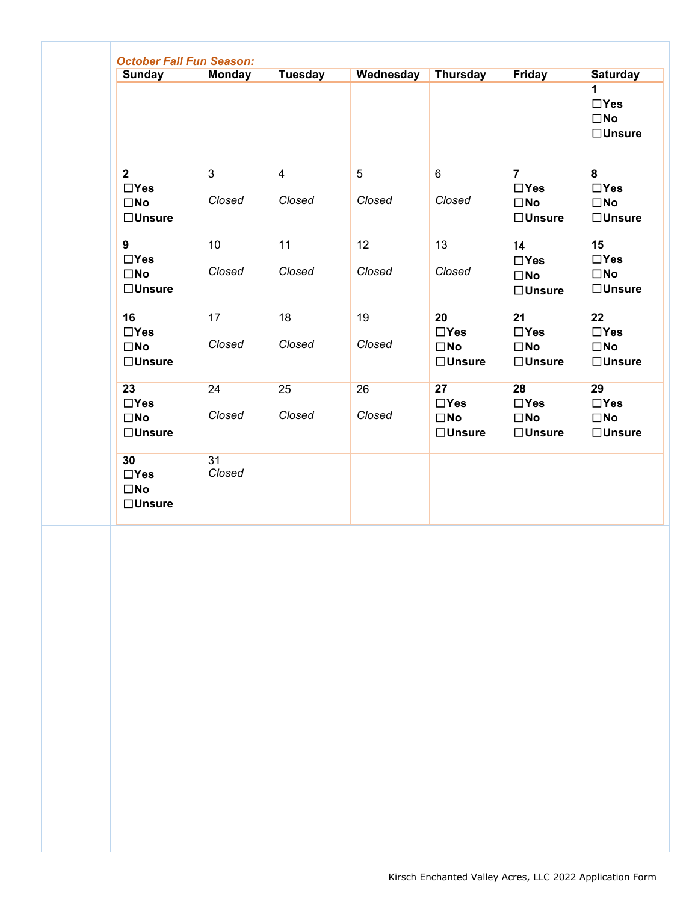***October Fall Fun Season:***

| Sunday | Monday | Tuesday | Wednesday | Thursday | Friday | Saturday |
|---|---|---|---|---|---|---|
| | | | | | | **1** ☐**Yes** ☐**No** ☐**Unsure** |
| **2** ☐**Yes** ☐**No** ☐**Unsure** | 3 *Closed* | 4 *Closed* | 5 *Closed* | 6 *Closed* | **7** ☐**Yes** ☐**No** ☐**Unsure** | **8** ☐**Yes** ☐**No** ☐**Unsure** |
| **9** ☐**Yes** ☐**No** ☐**Unsure** | 10 *Closed* | 11 *Closed* | 12 *Closed* | 13 *Closed* | **14** ☐**Yes** ☐**No** ☐**Unsure** | **15** ☐**Yes** ☐**No** ☐**Unsure** |
| **16** ☐**Yes** ☐**No** ☐**Unsure** | 17 *Closed* | 18 *Closed* | 19 *Closed* | **20** ☐**Yes** ☐**No** ☐**Unsure** | **21** ☐**Yes** ☐**No** ☐**Unsure** | **22** ☐**Yes** ☐**No** ☐**Unsure** |
| **23** ☐**Yes** ☐**No** ☐**Unsure** | 24 *Closed* | 25 *Closed* | 26 *Closed* | **27** ☐**Yes** ☐**No** ☐**Unsure** | **28** ☐**Yes** ☐**No** ☐**Unsure** | **29** ☐**Yes** ☐**No** ☐**Unsure** |
| **30** ☐**Yes** ☐**No** ☐**Unsure** | 31 *Closed* | | | | | |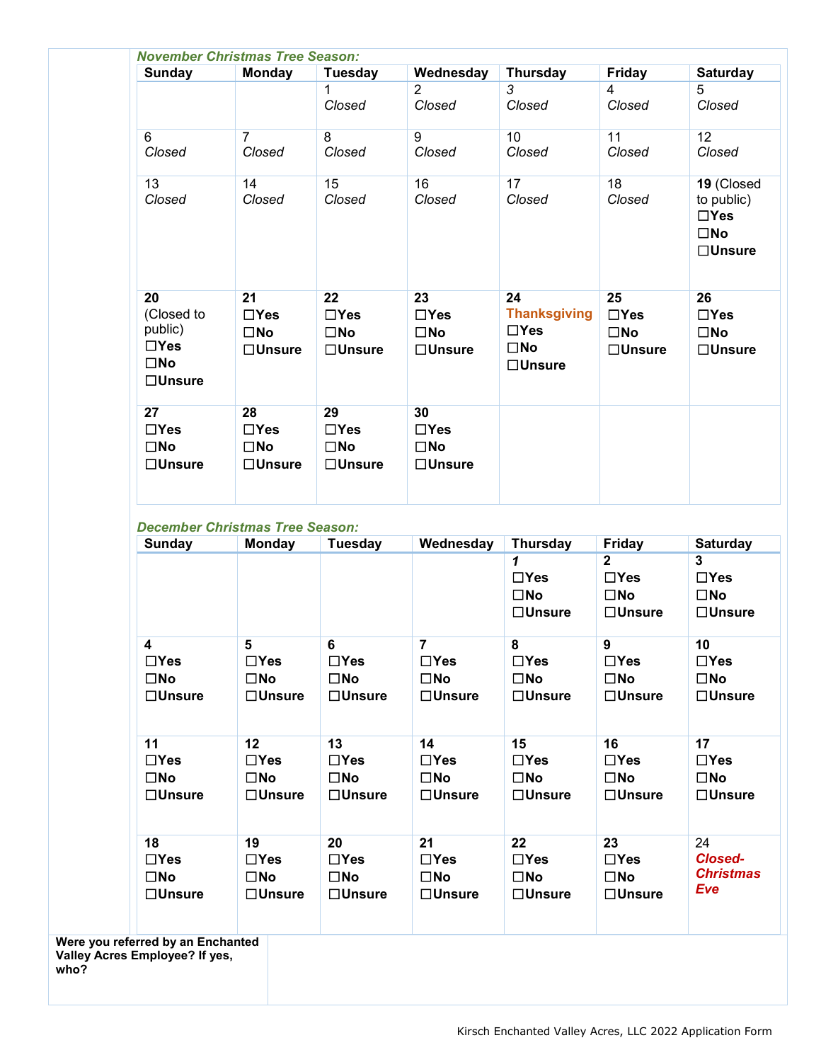***November Christmas Tree Season:***

| Sunday | Monday | Tuesday | Wednesday | Thursday | Friday | Saturday |
|---|---|---|---|---|---|---|
| | | 1 *Closed* | 2 *Closed* | *3* *Closed* | 4 *Closed* | 5 *Closed* |
| 6 *Closed* | 7 *Closed* | 8 *Closed* | 9 *Closed* | 10 *Closed* | 11 *Closed* | 12 *Closed* |
| 13 *Closed* | 14 *Closed* | 15 *Closed* | 16 *Closed* | 17 *Closed* | 18 *Closed* | **19** (Closed to public) ☐**Yes** ☐**No** ☐**Unsure** |
| **20** (Closed to public) ☐**Yes** ☐**No** ☐**Unsure** | **21** ☐**Yes** ☐**No** ☐**Unsure** | **22** ☐**Yes** ☐**No** ☐**Unsure** | **23** ☐**Yes** ☐**No** ☐**Unsure** | **24** **Thanksgiving** ☐**Yes** ☐**No** ☐**Unsure** | **25** ☐**Yes** ☐**No** ☐**Unsure** | **26** ☐**Yes** ☐**No** ☐**Unsure** |
| **27** ☐**Yes** ☐**No** ☐**Unsure** | **28** ☐**Yes** ☐**No** ☐**Unsure** | **29** ☐**Yes** ☐**No** ☐**Unsure** | **30** ☐**Yes** ☐**No** ☐**Unsure** | | | |

***December Christmas Tree Season:***

| Sunday | Monday | Tuesday | Wednesday | Thursday | Friday | Saturday |
|---|---|---|---|---|---|---|
| | | | | ***1*** ☐**Yes** ☐**No** ☐**Unsure** | **2** ☐**Yes** ☐**No** ☐**Unsure** | **3** ☐**Yes** ☐**No** ☐**Unsure** |
| **4** ☐**Yes** ☐**No** ☐**Unsure** | **5** ☐**Yes** ☐**No** ☐**Unsure** | **6** ☐**Yes** ☐**No** ☐**Unsure** | **7** ☐**Yes** ☐**No** ☐**Unsure** | **8** ☐**Yes** ☐**No** ☐**Unsure** | **9** ☐**Yes** ☐**No** ☐**Unsure** | **10** ☐**Yes** ☐**No** ☐**Unsure** |
| **11** ☐**Yes** ☐**No** ☐**Unsure** | **12** ☐**Yes** ☐**No** ☐**Unsure** | **13** ☐**Yes** ☐**No** ☐**Unsure** | **14** ☐**Yes** ☐**No** ☐**Unsure** | **15** ☐**Yes** ☐**No** ☐**Unsure** | **16** ☐**Yes** ☐**No** ☐**Unsure** | **17** ☐**Yes** ☐**No** ☐**Unsure** |
| **18** ☐**Yes** ☐**No** ☐**Unsure** | **19** ☐**Yes** ☐**No** ☐**Unsure** | **20** ☐**Yes** ☐**No** ☐**Unsure** | **21** ☐**Yes** ☐**No** ☐**Unsure** | **22** ☐**Yes** ☐**No** ☐**Unsure** | **23** ☐**Yes** ☐**No** ☐**Unsure** | 24 ***Closed- Christmas Eve*** |

| **Were you referred by an Enchanted Valley Acres Employee? If yes, who?** | |
|---|---|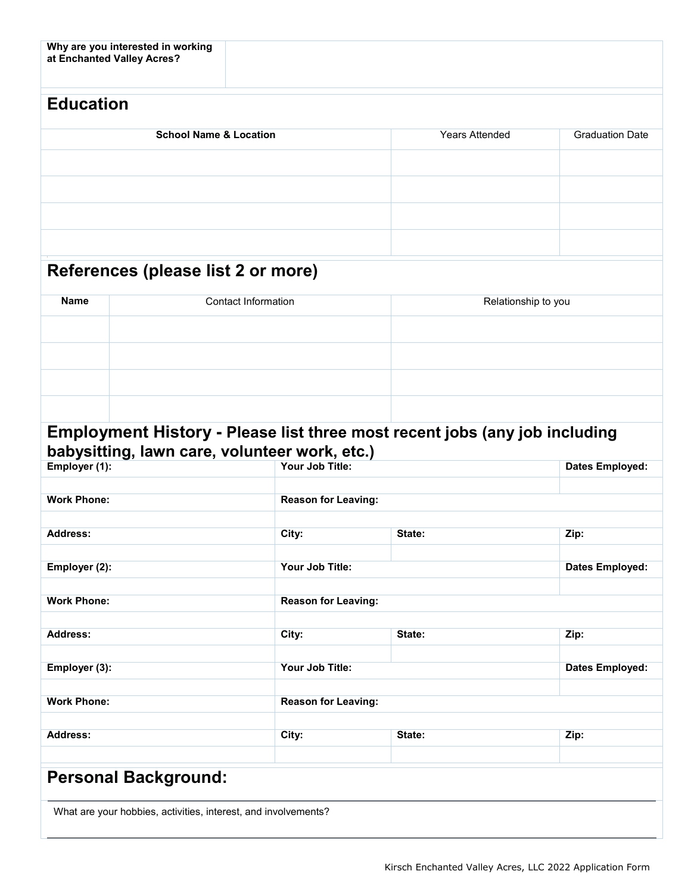| **Why are you interested in working at Enchanted Valley Acres?** | |
|---|---|

## Education

| **School Name & Location** | Years Attended | Graduation Date |
|---|---|---|
| | | |
| | | |
| | | |
| | | |

## References (please list 2 or more)

| **Name** | Contact Information | Relationship to you |
|---|---|---|
| | | |
| | | |
| | | |
| | | |

## Employment History - Please list three most recent jobs (any job including babysitting, lawn care, volunteer work, etc.)

| **Employer (1):** | **Your Job Title:** | | **Dates Employed:** |
|---|---|---|---|
| | | | |
| **Work Phone:** | **Reason for Leaving:** | | |
| | | | |
| **Address:** | **City:** | **State:** | **Zip:** |
| | | | |
| **Employer (2):** | **Your Job Title:** | | **Dates Employed:** |
| | | | |
| **Work Phone:** | **Reason for Leaving:** | | |
| | | | |
| **Address:** | **City:** | **State:** | **Zip:** |
| | | | |
| **Employer (3):** | **Your Job Title:** | | **Dates Employed:** |
| | | | |
| **Work Phone:** | **Reason for Leaving:** | | |
| | | | |
| **Address:** | **City:** | **State:** | **Zip:** |
| | | | |

## Personal Background:

What are your hobbies, activities, interest, and involvements?

Kirsch Enchanted Valley Acres, LLC 2022 Application Form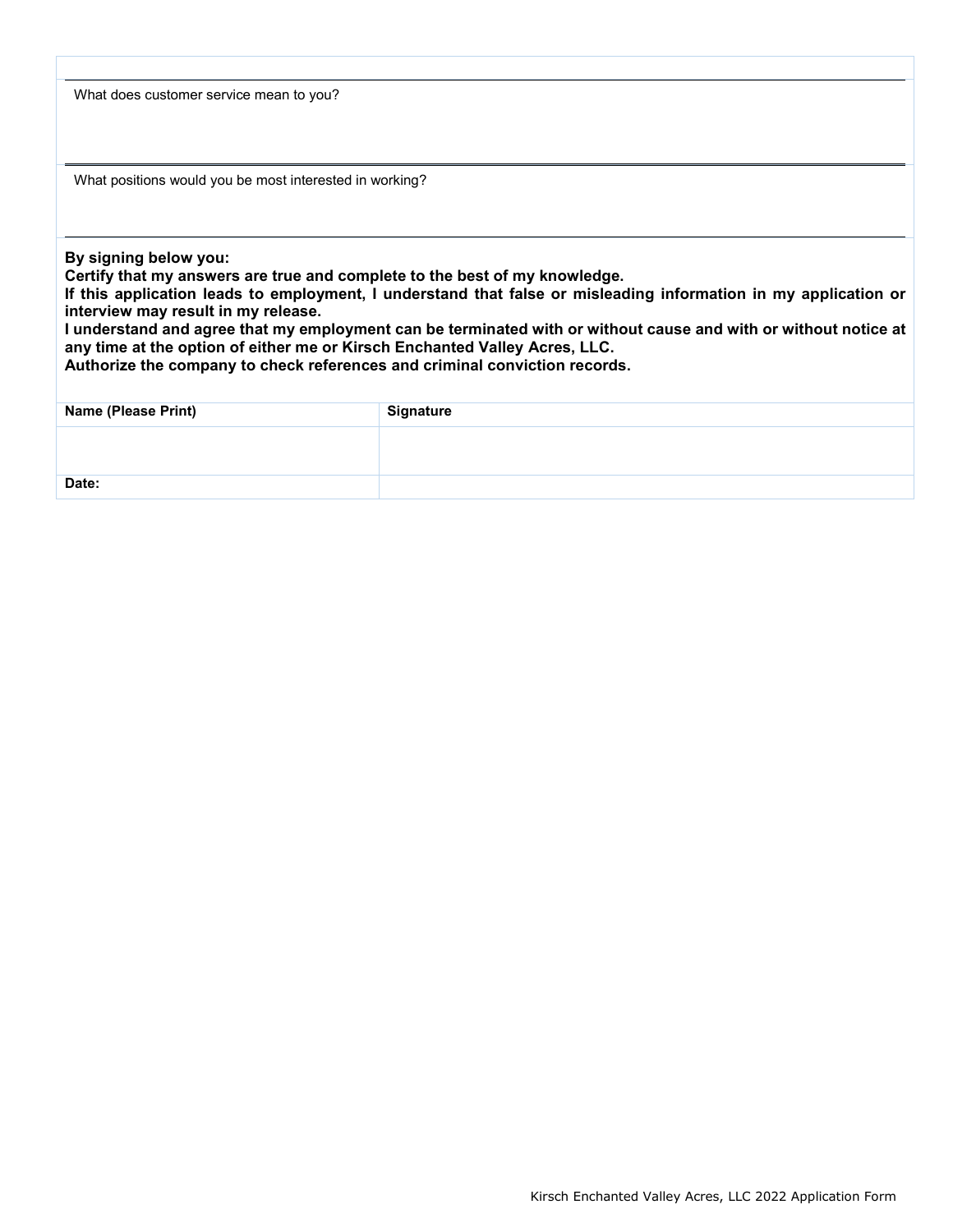What does customer service mean to you?

What positions would you be most interested in working?

**By signing below you:**
**Certify that my answers are true and complete to the best of my knowledge.**
**If this application leads to employment, I understand that false or misleading information in my application or interview may result in my release.**
**I understand and agree that my employment can be terminated with or without cause and with or without notice at any time at the option of either me or Kirsch Enchanted Valley Acres, LLC.**
**Authorize the company to check references and criminal conviction records.**

| **Name (Please Print)** | **Signature** |
|---|---|
| | |
| **Date:** | |